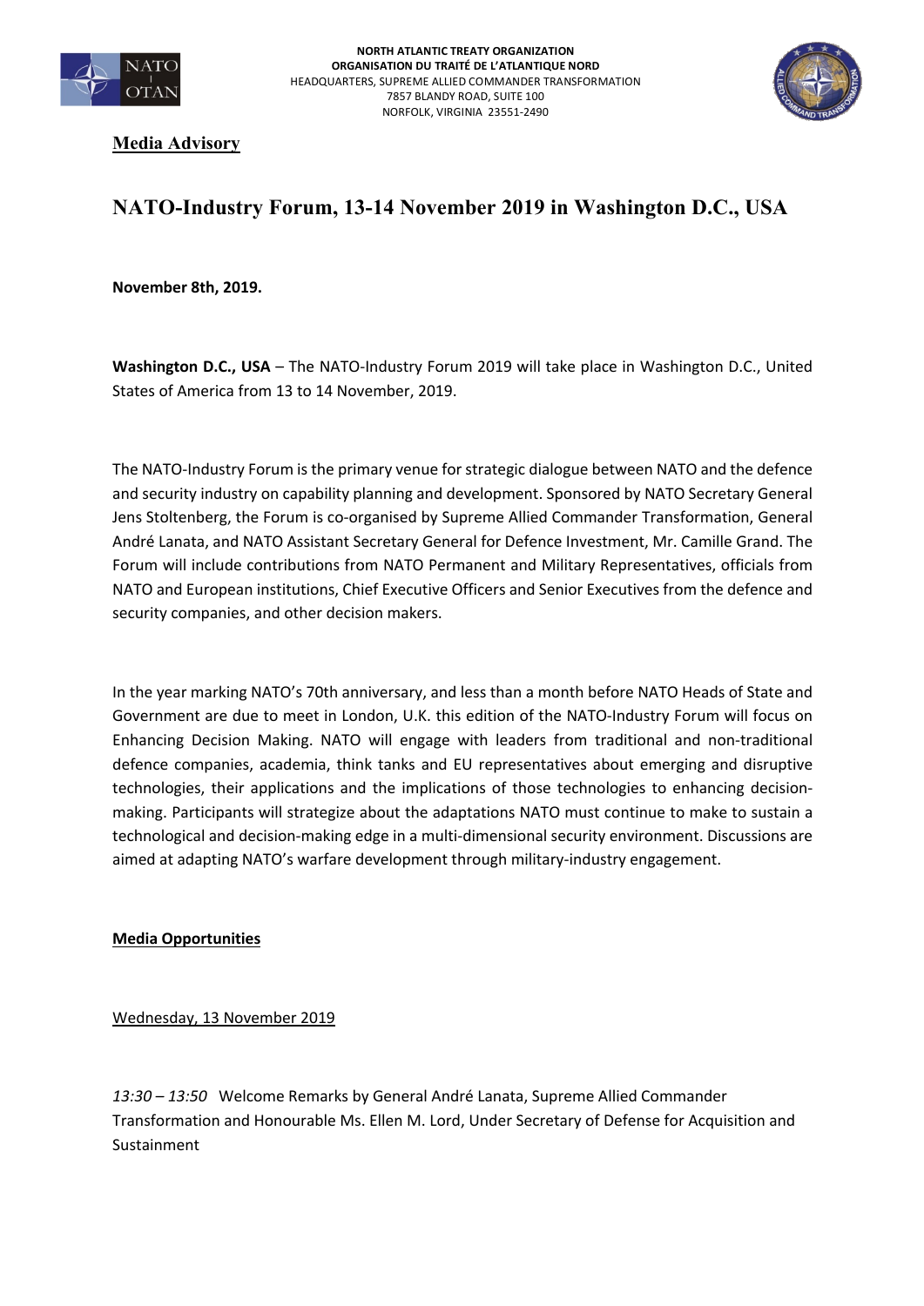**NORTH ATLANTIC TREATY ORGANIZATION**
**ORGANISATION DU TRAITÉ DE L'ATLANTIQUE NORD**
HEADQUARTERS, SUPREME ALLIED COMMANDER TRANSFORMATION
7857 BLANDY ROAD, SUITE 100
NORFOLK, VIRGINIA 23551-2490

**Media Advisory**

# NATO-Industry Forum, 13-14 November 2019 in Washington D.C., USA

**November 8th, 2019.**

**Washington D.C., USA** – The NATO-Industry Forum 2019 will take place in Washington D.C., United States of America from 13 to 14 November, 2019.

The NATO-Industry Forum is the primary venue for strategic dialogue between NATO and the defence and security industry on capability planning and development. Sponsored by NATO Secretary General Jens Stoltenberg, the Forum is co-organised by Supreme Allied Commander Transformation, General André Lanata, and NATO Assistant Secretary General for Defence Investment, Mr. Camille Grand. The Forum will include contributions from NATO Permanent and Military Representatives, officials from NATO and European institutions, Chief Executive Officers and Senior Executives from the defence and security companies, and other decision makers.

In the year marking NATO's 70th anniversary, and less than a month before NATO Heads of State and Government are due to meet in London, U.K. this edition of the NATO-Industry Forum will focus on Enhancing Decision Making. NATO will engage with leaders from traditional and non-traditional defence companies, academia, think tanks and EU representatives about emerging and disruptive technologies, their applications and the implications of those technologies to enhancing decision-making. Participants will strategize about the adaptations NATO must continue to make to sustain a technological and decision-making edge in a multi-dimensional security environment. Discussions are aimed at adapting NATO's warfare development through military-industry engagement.

**Media Opportunities**

Wednesday, 13 November 2019

*13:30 – 13:50* Welcome Remarks by General André Lanata, Supreme Allied Commander Transformation and Honourable Ms. Ellen M. Lord, Under Secretary of Defense for Acquisition and Sustainment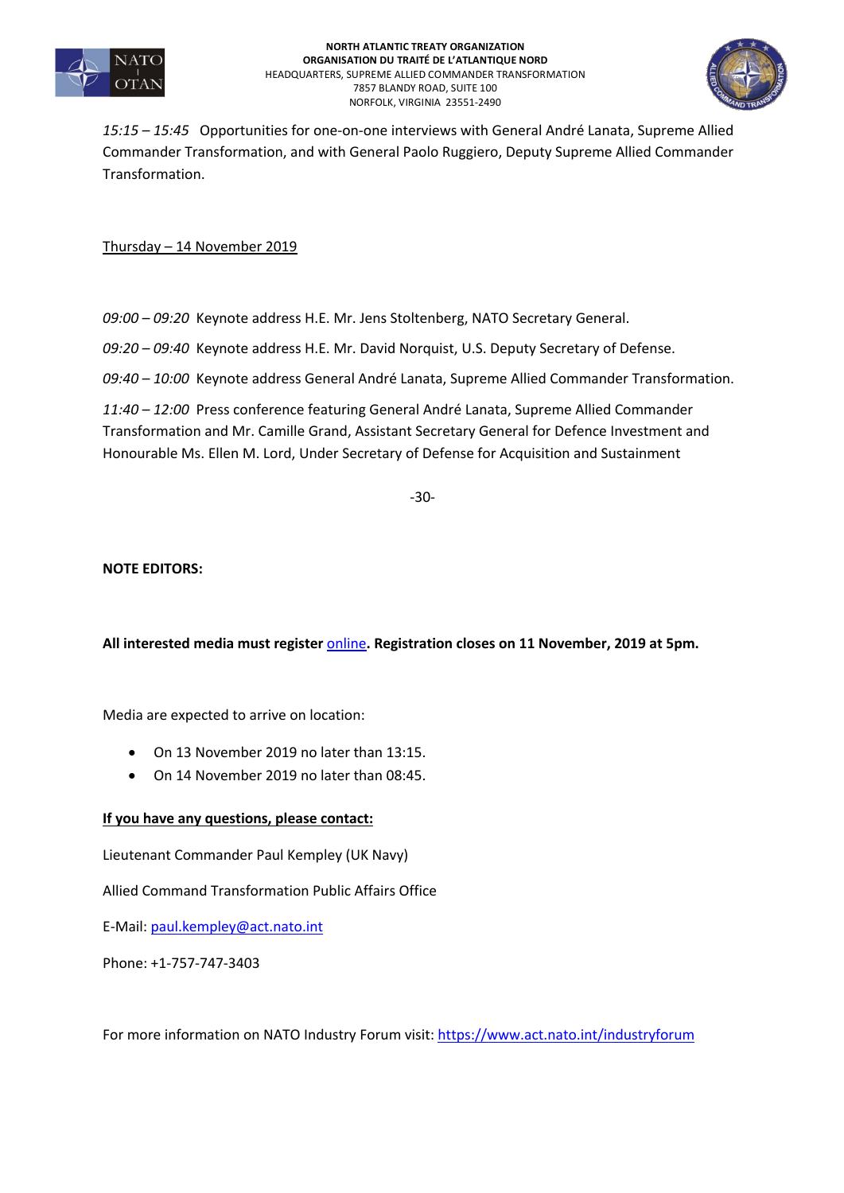*15:15 – 15:45* Opportunities for one-on-one interviews with General André Lanata, Supreme Allied Commander Transformation, and with General Paolo Ruggiero, Deputy Supreme Allied Commander Transformation.

<u>Thursday – 14 November 2019</u>

*09:00 – 09:20* Keynote address H.E. Mr. Jens Stoltenberg, NATO Secretary General.

*09:20 – 09:40* Keynote address H.E. Mr. David Norquist, U.S. Deputy Secretary of Defense.

*09:40 – 10:00* Keynote address General André Lanata, Supreme Allied Commander Transformation.

*11:40 – 12:00* Press conference featuring General André Lanata, Supreme Allied Commander Transformation and Mr. Camille Grand, Assistant Secretary General for Defence Investment and Honourable Ms. Ellen M. Lord, Under Secretary of Defense for Acquisition and Sustainment

-30-

**NOTE EDITORS:**

**All interested media must register** [online](online)**. Registration closes on 11 November, 2019 at 5pm.**

Media are expected to arrive on location:

- On 13 November 2019 no later than 13:15.
- On 14 November 2019 no later than 08:45.

**<u>If you have any questions, please contact:</u>**

Lieutenant Commander Paul Kempley (UK Navy)

Allied Command Transformation Public Affairs Office

E-Mail: [paul.kempley@act.nato.int](mailto:paul.kempley@act.nato.int)

Phone: +1-757-747-3403

For more information on NATO Industry Forum visit: [https://www.act.nato.int/industryforum](https://www.act.nato.int/industryforum)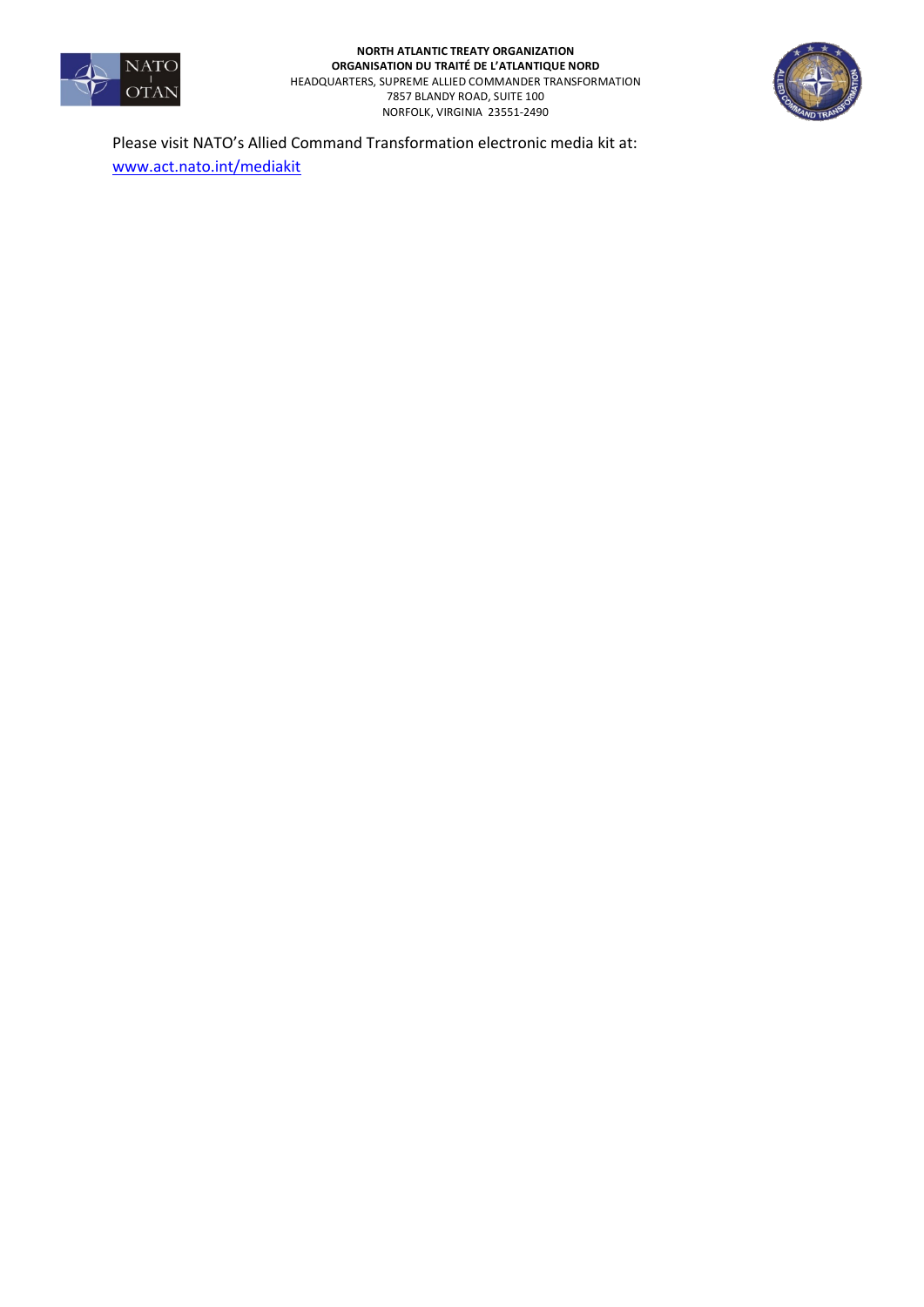Please visit NATO's Allied Command Transformation electronic media kit at:
[www.act.nato.int/mediakit](http://www.act.nato.int/mediakit)